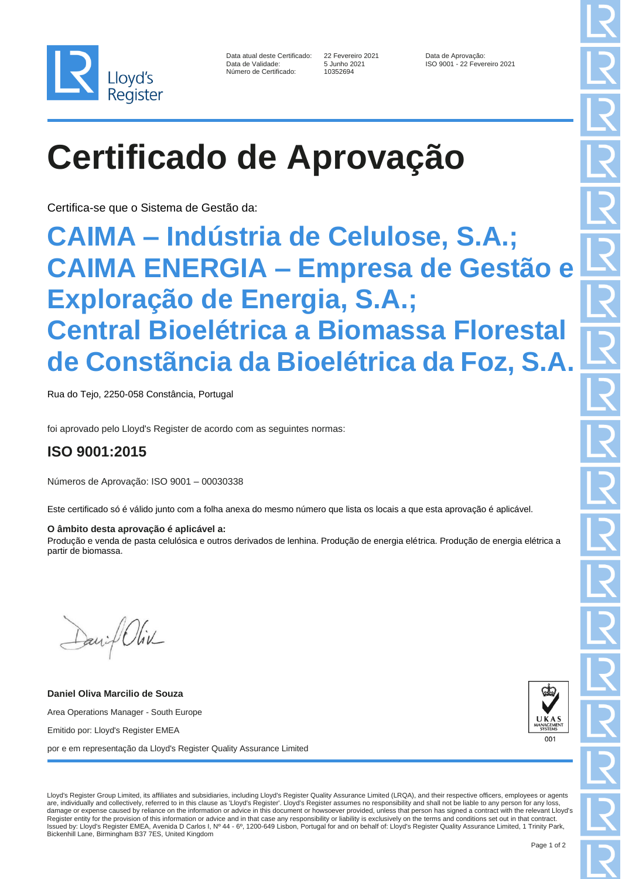Lloyd's Register

| | | |
|---|---|---|
| Data atual deste Certificado: | 22 Fevereiro 2021 | Data de Aprovação: |
| Data de Validade: | 5 Junho 2021 | ISO 9001 - 22 Fevereiro 2021 |
| Número de Certificado: | 10352694 | |

# Certificado de Aprovação

Certifica-se que o Sistema de Gestão da:

## CAIMA – Indústria de Celulose, S.A.; CAIMA ENERGIA – Empresa de Gestão e Exploração de Energia, S.A.; Central Bioelétrica a Biomassa Florestal de Constância da Bioelétrica da Foz, S.A.

Rua do Tejo, 2250-058 Constância, Portugal

foi aprovado pelo Lloyd's Register de acordo com as seguintes normas:

## ISO 9001:2015

Números de Aprovação: ISO 9001 – 00030338

Este certificado só é válido junto com a folha anexa do mesmo número que lista os locais a que esta aprovação é aplicável.

**O âmbito desta aprovação é aplicável a:**
Produção e venda de pasta celulósica e outros derivados de lenhina. Produção de energia elétrica. Produção de energia elétrica a partir de biomassa.

**Daniel Oliva Marcilio de Souza**

Area Operations Manager - South Europe

Emitido por: Lloyd's Register EMEA

por e em representação da Lloyd's Register Quality Assurance Limited

UKAS MANAGEMENT SYSTEMS 001

Lloyd's Register Group Limited, its affiliates and subsidiaries, including Lloyd's Register Quality Assurance Limited (LRQA), and their respective officers, employees or agents are, individually and collectively, referred to in this clause as 'Lloyd's Register'. Lloyd's Register assumes no responsibility and shall not be liable to any person for any loss, damage or expense caused by reliance on the information or advice in this document or howsoever provided, unless that person has signed a contract with the relevant Lloyd's Register entity for the provision of this information or advice and in that case any responsibility or liability is exclusively on the terms and conditions set out in that contract.
Issued by: Lloyd's Register EMEA, Avenida D Carlos I, Nº 44 - 6º, 1200-649 Lisbon, Portugal for and on behalf of: Lloyd's Register Quality Assurance Limited, 1 Trinity Park, Bickenhill Lane, Birmingham B37 7ES, United Kingdom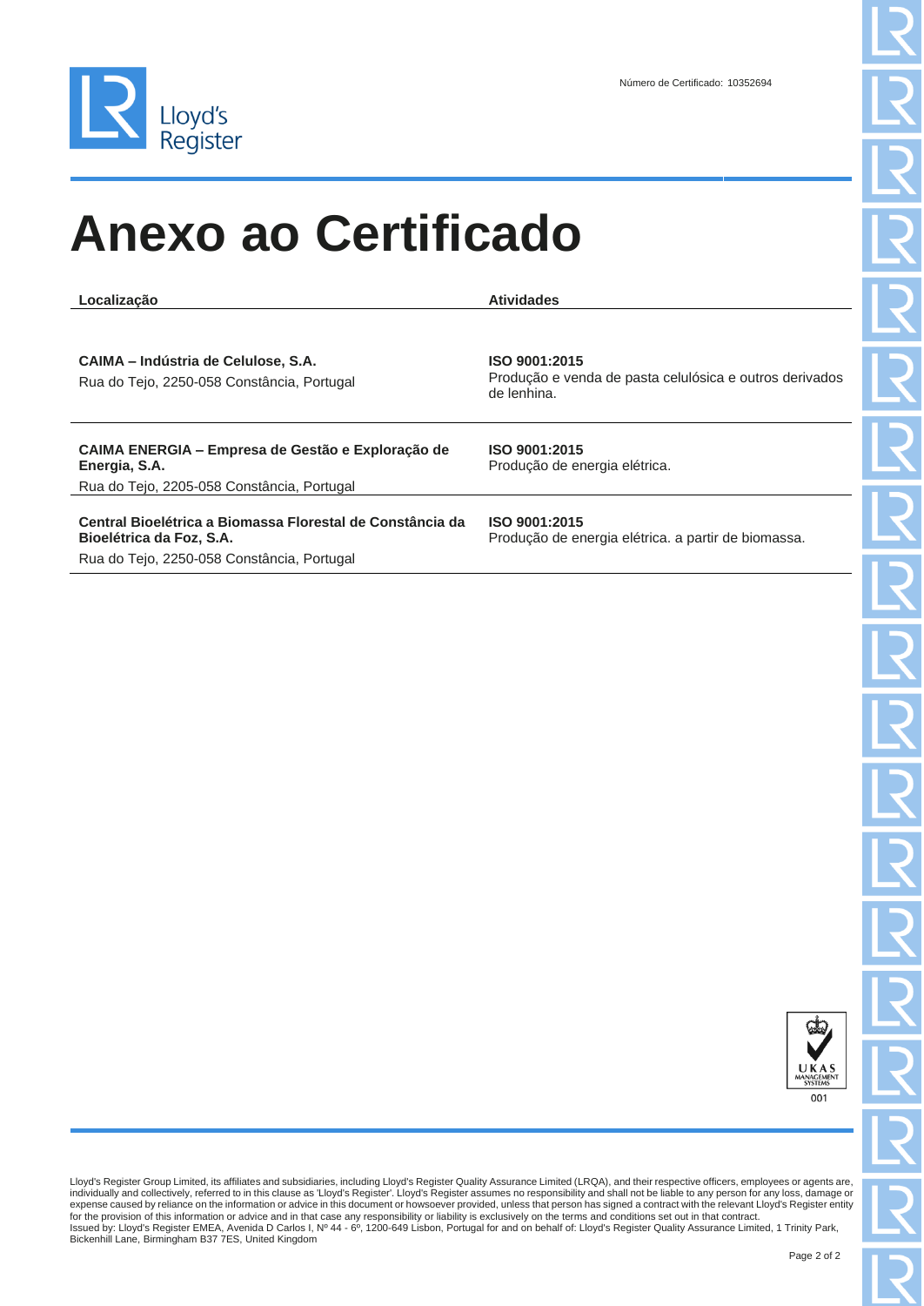Número de Certificado: 10352694

# Anexo ao Certificado

| Localização | Atividades |
|---|---|
| **CAIMA – Indústria de Celulose, S.A.**<br>Rua do Tejo, 2250-058 Constância, Portugal | **ISO 9001:2015**<br>Produção e venda de pasta celulósica e outros derivados de lenhina. |
| **CAIMA ENERGIA – Empresa de Gestão e Exploração de Energia, S.A.**<br>Rua do Tejo, 2205-058 Constância, Portugal | **ISO 9001:2015**<br>Produção de energia elétrica. |
| **Central Bioelétrica a Biomassa Florestal de Constância da Bioelétrica da Foz, S.A.**<br>Rua do Tejo, 2250-058 Constância, Portugal | **ISO 9001:2015**<br>Produção de energia elétrica. a partir de biomassa. |

UKAS MANAGEMENT SYSTEMS 001

Lloyd's Register Group Limited, its affiliates and subsidiaries, including Lloyd's Register Quality Assurance Limited (LRQA), and their respective officers, employees or agents are, individually and collectively, referred to in this clause as 'Lloyd's Register'. Lloyd's Register assumes no responsibility and shall not be liable to any person for any loss, damage or expense caused by reliance on the information or advice in this document or howsoever provided, unless that person has signed a contract with the relevant Lloyd's Register entity for the provision of this information or advice and in that case any responsibility or liability is exclusively on the terms and conditions set out in that contract.
Issued by: Lloyd's Register EMEA, Avenida D Carlos I, Nº 44 - 6º, 1200-649 Lisbon, Portugal for and on behalf of: Lloyd's Register Quality Assurance Limited, 1 Trinity Park, Bickenhill Lane, Birmingham B37 7ES, United Kingdom